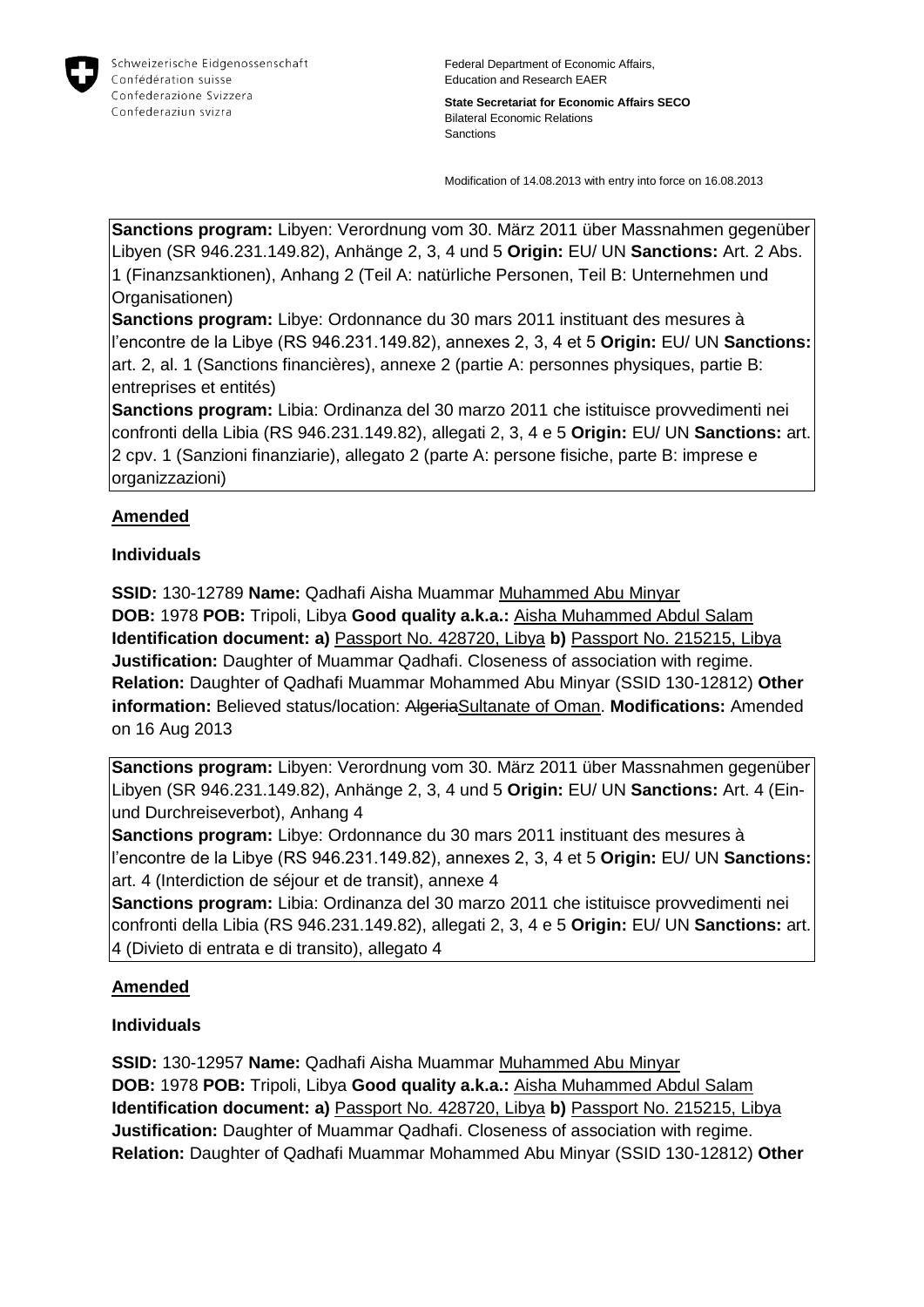Schweizerische Eidgenossenschaft
Confédération suisse
Confederazione Svizzera
Confederaziun svizra

Federal Department of Economic Affairs,
Education and Research EAER

**State Secretariat for Economic Affairs SECO**
Bilateral Economic Relations
Sanctions

Modification of 14.08.2013 with entry into force on 16.08.2013

**Sanctions program:** Libyen: Verordnung vom 30. März 2011 über Massnahmen gegenüber Libyen (SR 946.231.149.82), Anhänge 2, 3, 4 und 5 **Origin:** EU/ UN **Sanctions:** Art. 2 Abs. 1 (Finanzsanktionen), Anhang 2 (Teil A: natürliche Personen, Teil B: Unternehmen und Organisationen)
**Sanctions program:** Libye: Ordonnance du 30 mars 2011 instituant des mesures à l'encontre de la Libye (RS 946.231.149.82), annexes 2, 3, 4 et 5 **Origin:** EU/ UN **Sanctions:** art. 2, al. 1 (Sanctions financières), annexe 2 (partie A: personnes physiques, partie B: entreprises et entités)
**Sanctions program:** Libia: Ordinanza del 30 marzo 2011 che istituisce provvedimenti nei confronti della Libia (RS 946.231.149.82), allegati 2, 3, 4 e 5 **Origin:** EU/ UN **Sanctions:** art. 2 cpv. 1 (Sanzioni finanziarie), allegato 2 (parte A: persone fisiche, parte B: imprese e organizzazioni)

**Amended**

**Individuals**

**SSID:** 130-12789 **Name:** Qadhafi Aisha Muammar Muhammed Abu Minyar **DOB:** 1978 **POB:** Tripoli, Libya **Good quality a.k.a.:** Aisha Muhammed Abdul Salam **Identification document: a)** Passport No. 428720, Libya **b)** Passport No. 215215, Libya **Justification:** Daughter of Muammar Qadhafi. Closeness of association with regime. **Relation:** Daughter of Qadhafi Muammar Mohammed Abu Minyar (SSID 130-12812) **Other information:** Believed status/location: ~~Algeria~~Sultanate of Oman. **Modifications:** Amended on 16 Aug 2013

**Sanctions program:** Libyen: Verordnung vom 30. März 2011 über Massnahmen gegenüber Libyen (SR 946.231.149.82), Anhänge 2, 3, 4 und 5 **Origin:** EU/ UN **Sanctions:** Art. 4 (Ein- und Durchreiseverbot), Anhang 4
**Sanctions program:** Libye: Ordonnance du 30 mars 2011 instituant des mesures à l'encontre de la Libye (RS 946.231.149.82), annexes 2, 3, 4 et 5 **Origin:** EU/ UN **Sanctions:** art. 4 (Interdiction de séjour et de transit), annexe 4
**Sanctions program:** Libia: Ordinanza del 30 marzo 2011 che istituisce provvedimenti nei confronti della Libia (RS 946.231.149.82), allegati 2, 3, 4 e 5 **Origin:** EU/ UN **Sanctions:** art. 4 (Divieto di entrata e di transito), allegato 4

**Amended**

**Individuals**

**SSID:** 130-12957 **Name:** Qadhafi Aisha Muammar Muhammed Abu Minyar **DOB:** 1978 **POB:** Tripoli, Libya **Good quality a.k.a.:** Aisha Muhammed Abdul Salam **Identification document: a)** Passport No. 428720, Libya **b)** Passport No. 215215, Libya **Justification:** Daughter of Muammar Qadhafi. Closeness of association with regime. **Relation:** Daughter of Qadhafi Muammar Mohammed Abu Minyar (SSID 130-12812) **Other**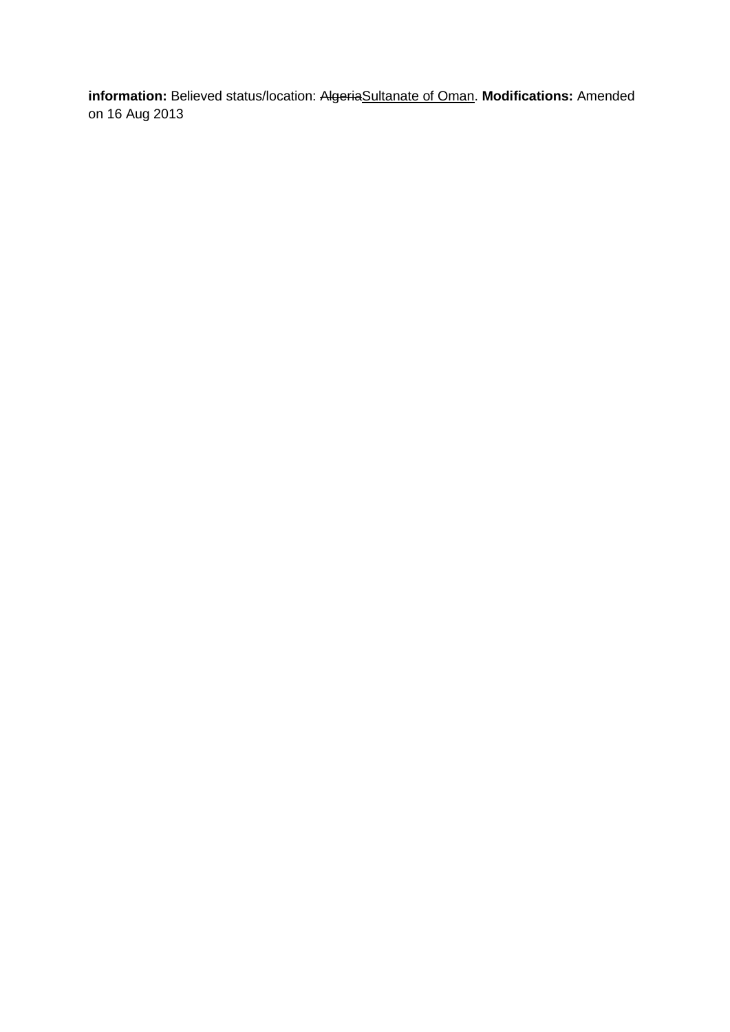**information:** Believed status/location: ~~Algeria~~<u>Sultanate of Oman</u>. **Modifications:** Amended on 16 Aug 2013